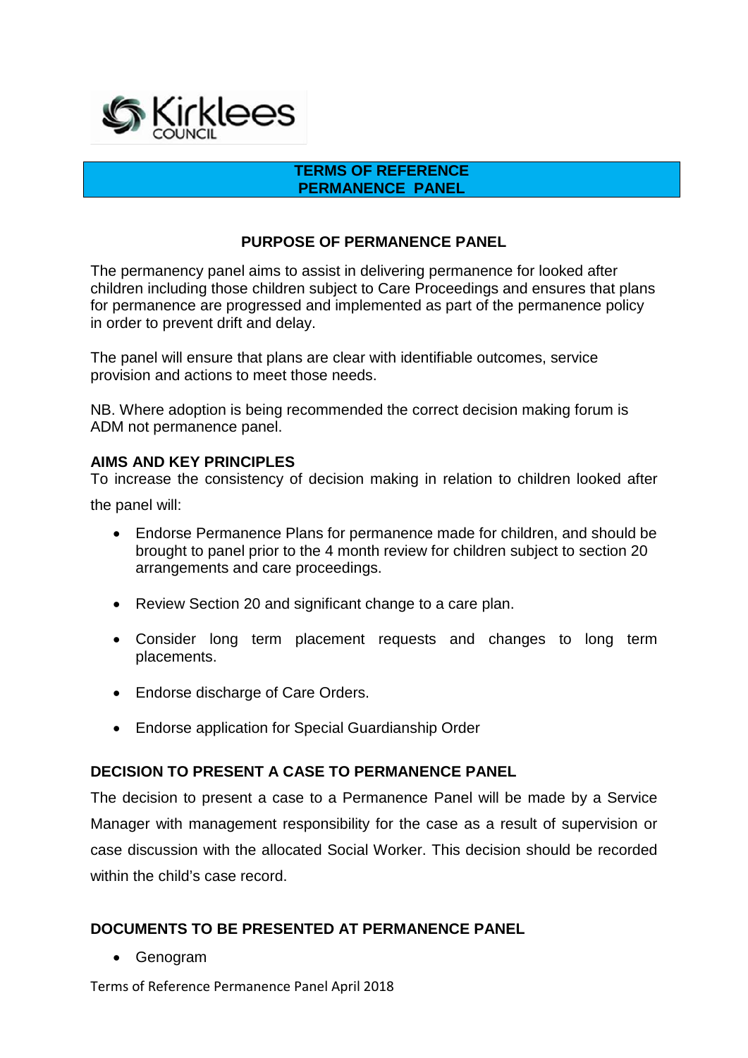# TERMS OF REFERENCE
# PERMANENCE PANEL

## PURPOSE OF PERMANENCE PANEL

The permanency panel aims to assist in delivering permanence for looked after children including those children subject to Care Proceedings and ensures that plans for permanence are progressed and implemented as part of the permanence policy in order to prevent drift and delay.

The panel will ensure that plans are clear with identifiable outcomes, service provision and actions to meet those needs.

NB. Where adoption is being recommended the correct decision making forum is ADM not permanence panel.

### AIMS AND KEY PRINCIPLES

To increase the consistency of decision making in relation to children looked after the panel will:

- Endorse Permanence Plans for permanence made for children, and should be brought to panel prior to the 4 month review for children subject to section 20 arrangements and care proceedings.
- Review Section 20 and significant change to a care plan.
- Consider long term placement requests and changes to long term placements.
- Endorse discharge of Care Orders.
- Endorse application for Special Guardianship Order

### DECISION TO PRESENT A CASE TO PERMANENCE PANEL

The decision to present a case to a Permanence Panel will be made by a Service Manager with management responsibility for the case as a result of supervision or case discussion with the allocated Social Worker. This decision should be recorded within the child's case record.

### DOCUMENTS TO BE PRESENTED AT PERMANENCE PANEL

- Genogram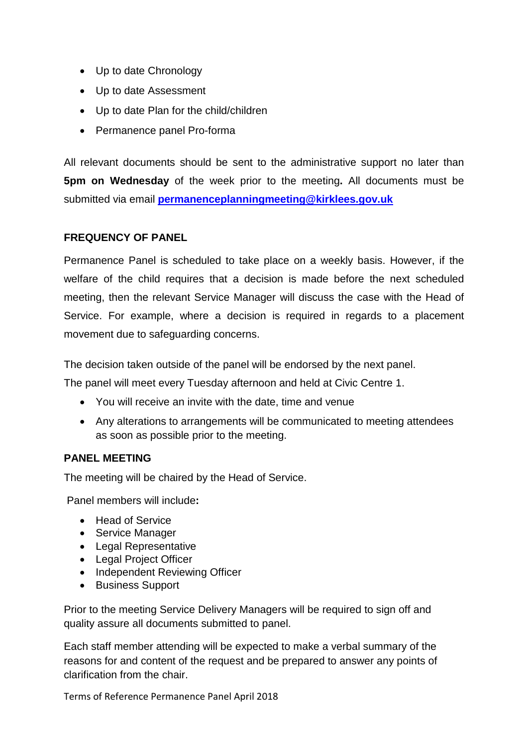- Up to date Chronology
- Up to date Assessment
- Up to date Plan for the child/children
- Permanence panel Pro-forma

All relevant documents should be sent to the administrative support no later than **5pm on Wednesday** of the week prior to the meeting**.** All documents must be submitted via email **permanenceplanningmeeting@kirklees.gov.uk**

**FREQUENCY OF PANEL**

Permanence Panel is scheduled to take place on a weekly basis. However, if the welfare of the child requires that a decision is made before the next scheduled meeting, then the relevant Service Manager will discuss the case with the Head of Service. For example, where a decision is required in regards to a placement movement due to safeguarding concerns.

The decision taken outside of the panel will be endorsed by the next panel.

The panel will meet every Tuesday afternoon and held at Civic Centre 1.

- You will receive an invite with the date, time and venue
- Any alterations to arrangements will be communicated to meeting attendees as soon as possible prior to the meeting.

**PANEL MEETING**

The meeting will be chaired by the Head of Service.

Panel members will include**:**

- Head of Service
- Service Manager
- Legal Representative
- Legal Project Officer
- Independent Reviewing Officer
- Business Support

Prior to the meeting Service Delivery Managers will be required to sign off and quality assure all documents submitted to panel.

Each staff member attending will be expected to make a verbal summary of the reasons for and content of the request and be prepared to answer any points of clarification from the chair.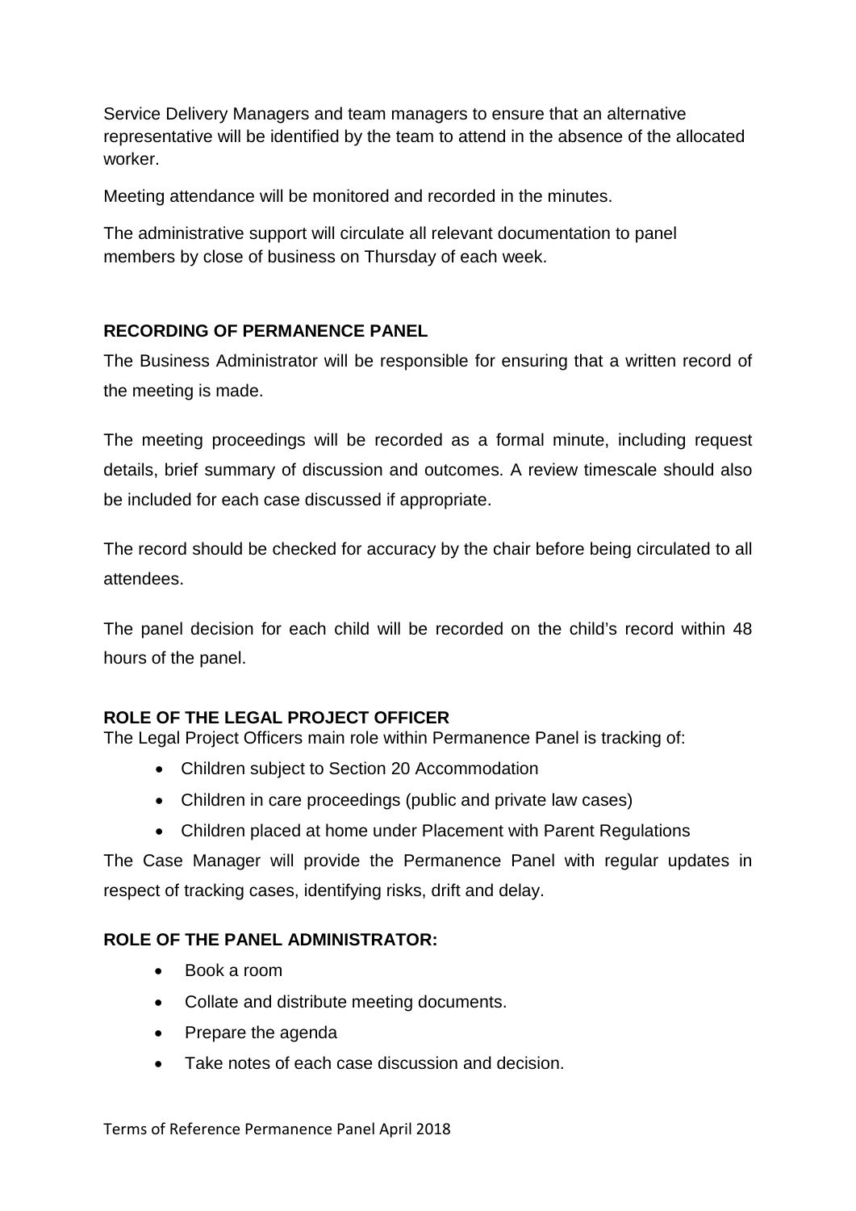Service Delivery Managers and team managers to ensure that an alternative representative will be identified by the team to attend in the absence of the allocated worker.

Meeting attendance will be monitored and recorded in the minutes.

The administrative support will circulate all relevant documentation to panel members by close of business on Thursday of each week.

## RECORDING OF PERMANENCE PANEL

The Business Administrator will be responsible for ensuring that a written record of the meeting is made.

The meeting proceedings will be recorded as a formal minute, including request details, brief summary of discussion and outcomes. A review timescale should also be included for each case discussed if appropriate.

The record should be checked for accuracy by the chair before being circulated to all attendees.

The panel decision for each child will be recorded on the child's record within 48 hours of the panel.

## ROLE OF THE LEGAL PROJECT OFFICER

The Legal Project Officers main role within Permanence Panel is tracking of:

- Children subject to Section 20 Accommodation
- Children in care proceedings (public and private law cases)
- Children placed at home under Placement with Parent Regulations

The Case Manager will provide the Permanence Panel with regular updates in respect of tracking cases, identifying risks, drift and delay.

## ROLE OF THE PANEL ADMINISTRATOR:

- Book a room
- Collate and distribute meeting documents.
- Prepare the agenda
- Take notes of each case discussion and decision.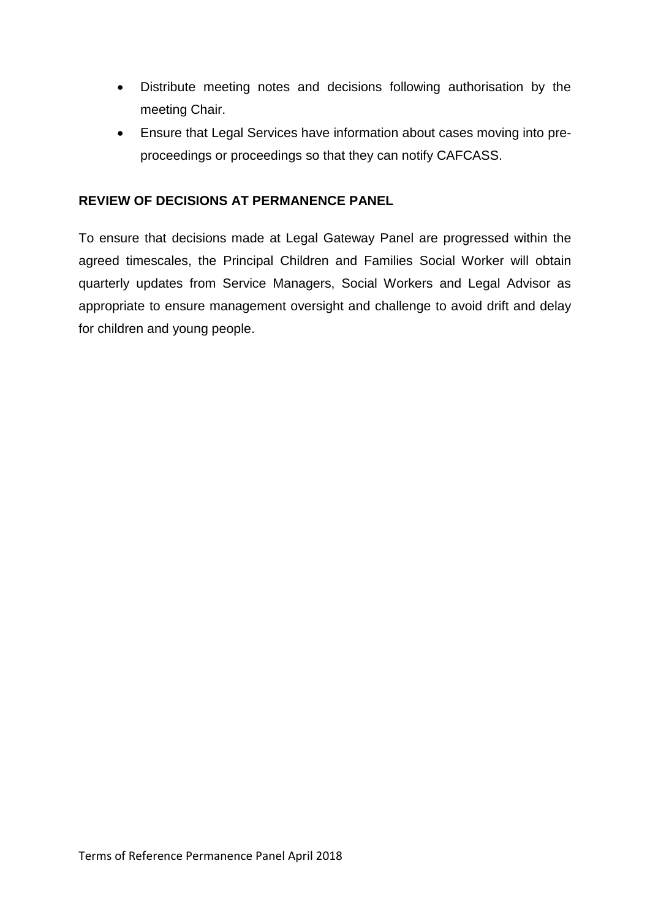- Distribute meeting notes and decisions following authorisation by the meeting Chair.
- Ensure that Legal Services have information about cases moving into pre-proceedings or proceedings so that they can notify CAFCASS.

**REVIEW OF DECISIONS AT PERMANENCE PANEL**

To ensure that decisions made at Legal Gateway Panel are progressed within the agreed timescales, the Principal Children and Families Social Worker will obtain quarterly updates from Service Managers, Social Workers and Legal Advisor as appropriate to ensure management oversight and challenge to avoid drift and delay for children and young people.